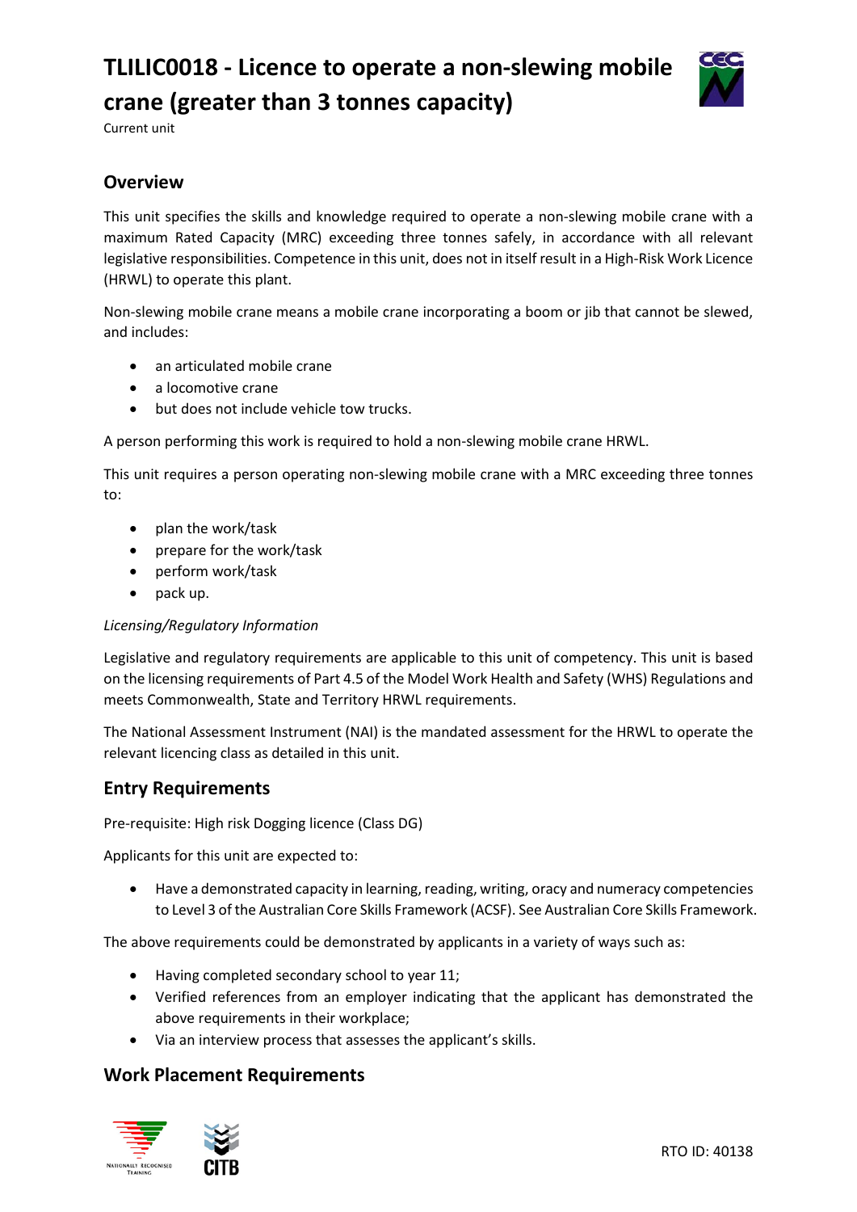# TLILIC0018 - Licence to operate a non-slewing mobile crane (greater than 3 tonnes capacity)

Current unit

## Overview

This unit specifies the skills and knowledge required to operate a non-slewing mobile crane with a maximum Rated Capacity (MRC) exceeding three tonnes safely, in accordance with all relevant legislative responsibilities. Competence in this unit, does not in itself result in a High-Risk Work Licence (HRWL) to operate this plant.

Non-slewing mobile crane means a mobile crane incorporating a boom or jib that cannot be slewed, and includes:

- an articulated mobile crane
- a locomotive crane
- but does not include vehicle tow trucks.

A person performing this work is required to hold a non-slewing mobile crane HRWL.

This unit requires a person operating non-slewing mobile crane with a MRC exceeding three tonnes to:

- plan the work/task
- prepare for the work/task
- perform work/task
- pack up.

*Licensing/Regulatory Information*

Legislative and regulatory requirements are applicable to this unit of competency. This unit is based on the licensing requirements of Part 4.5 of the Model Work Health and Safety (WHS) Regulations and meets Commonwealth, State and Territory HRWL requirements.

The National Assessment Instrument (NAI) is the mandated assessment for the HRWL to operate the relevant licencing class as detailed in this unit.

## Entry Requirements

Pre-requisite: High risk Dogging licence (Class DG)

Applicants for this unit are expected to:

- Have a demonstrated capacity in learning, reading, writing, oracy and numeracy competencies to Level 3 of the Australian Core Skills Framework (ACSF). See Australian Core Skills Framework.

The above requirements could be demonstrated by applicants in a variety of ways such as:

- Having completed secondary school to year 11;
- Verified references from an employer indicating that the applicant has demonstrated the above requirements in their workplace;
- Via an interview process that assesses the applicant's skills.

## Work Placement Requirements

RTO ID: 40138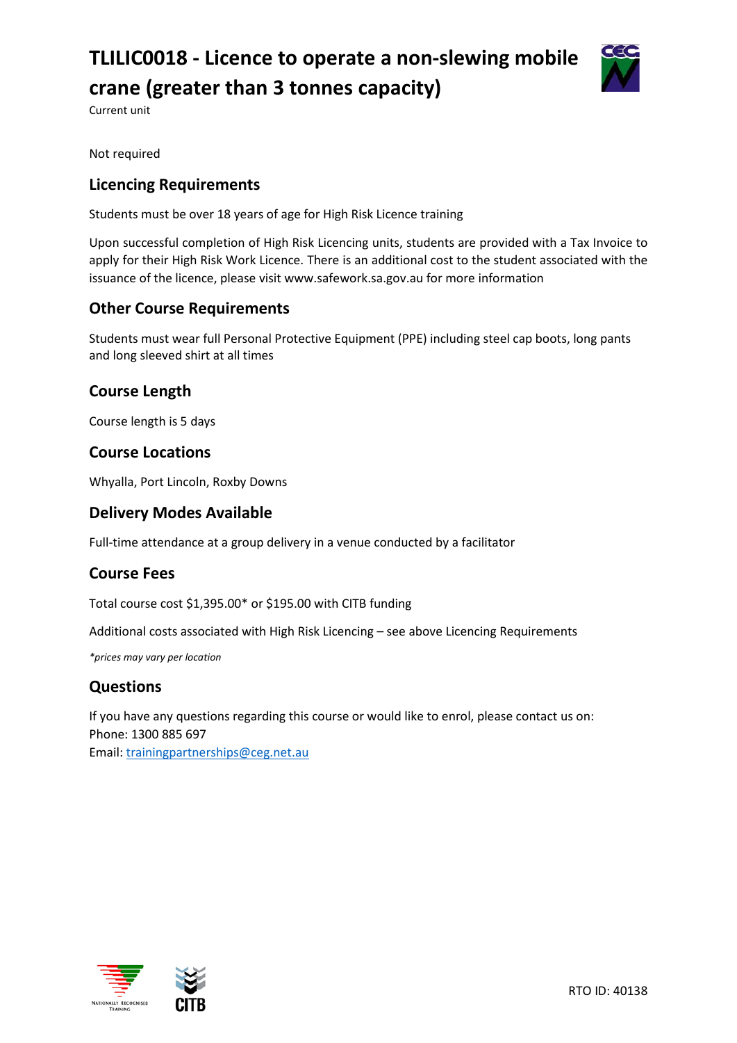# TLILIC0018 - Licence to operate a non-slewing mobile crane (greater than 3 tonnes capacity)

Current unit

Not required

## Licencing Requirements

Students must be over 18 years of age for High Risk Licence training

Upon successful completion of High Risk Licencing units, students are provided with a Tax Invoice to apply for their High Risk Work Licence. There is an additional cost to the student associated with the issuance of the licence, please visit www.safework.sa.gov.au for more information

## Other Course Requirements

Students must wear full Personal Protective Equipment (PPE) including steel cap boots, long pants and long sleeved shirt at all times

## Course Length

Course length is 5 days

## Course Locations

Whyalla, Port Lincoln, Roxby Downs

## Delivery Modes Available

Full-time attendance at a group delivery in a venue conducted by a facilitator

## Course Fees

Total course cost $1,395.00* or $195.00 with CITB funding

Additional costs associated with High Risk Licencing – see above Licencing Requirements

*\*prices may vary per location*

## Questions

If you have any questions regarding this course or would like to enrol, please contact us on:
Phone: 1300 885 697
Email: trainingpartnerships@ceg.net.au

RTO ID: 40138